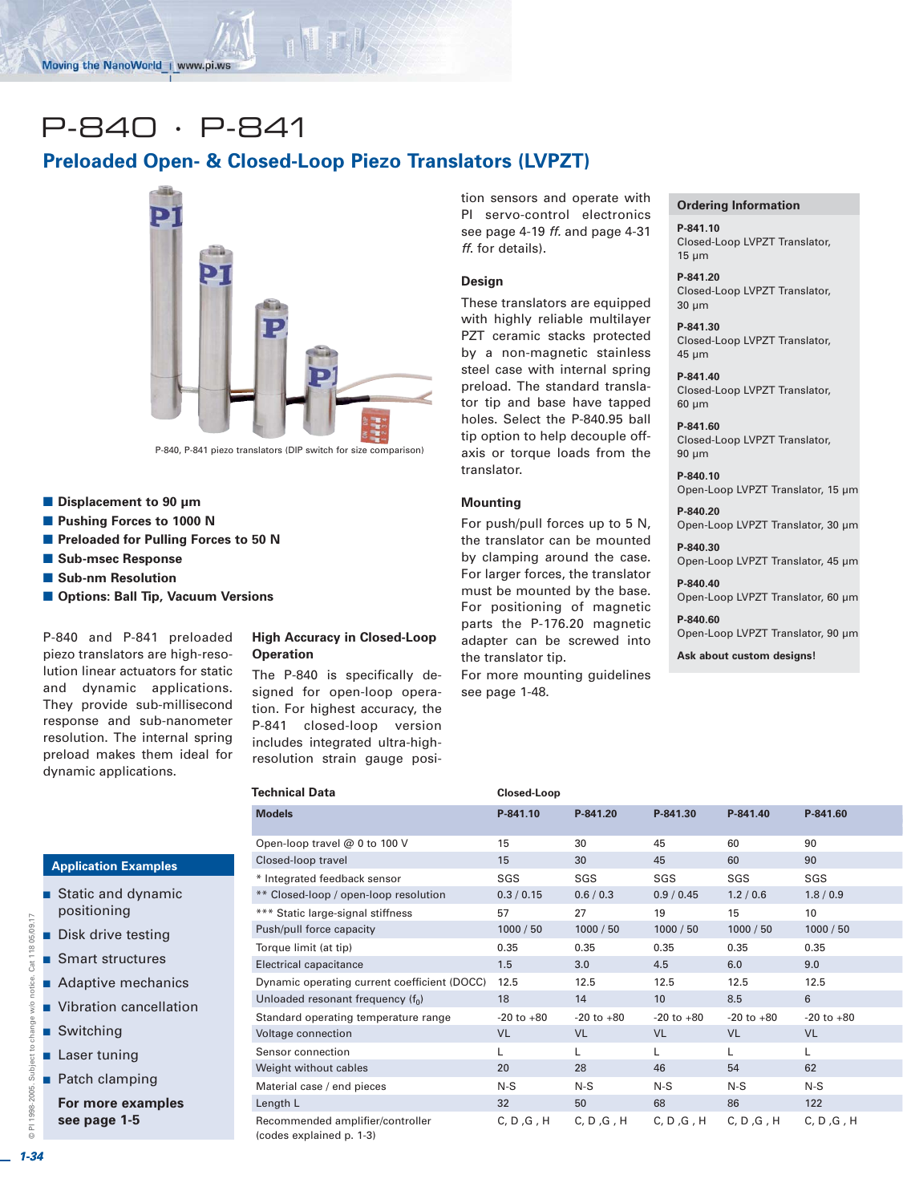# P-840 · P-841

## Preloaded Open- & Closed-Loop Piezo Translators (LVPZT)

P-840, P-841 piezo translators (DIP switch for size comparison)

- **Displacement to 90 µm**
- **Pushing Forces to 1000 N**
- **Preloaded for Pulling Forces to 50 N**
- **Sub-msec Response**
- **Sub-nm Resolution**
- **Options: Ball Tip, Vacuum Versions**

P-840 and P-841 preloaded piezo translators are high-resolution linear actuators for static and dynamic applications. They provide sub-millisecond response and sub-nanometer resolution. The internal spring preload makes them ideal for dynamic applications.

### High Accuracy in Closed-Loop Operation

The P-840 is specifically designed for open-loop operation. For highest accuracy, the P-841 closed-loop version includes integrated ultra-high-resolution strain gauge position sensors and operate with PI servo-control electronics see page 4-19 *ff.* and page 4-31 *ff.* for details).

### Design

These translators are equipped with highly reliable multilayer PZT ceramic stacks protected by a non-magnetic stainless steel case with internal spring preload. The standard translator tip and base have tapped holes. Select the P-840.95 ball tip option to help decouple off-axis or torque loads from the translator.

### Mounting

For push/pull forces up to 5 N, the translator can be mounted by clamping around the case. For larger forces, the translator must be mounted by the base. For positioning of magnetic parts the P-176.20 magnetic adapter can be screwed into the translator tip.

For more mounting guidelines see page 1-48.

### Ordering Information

**P-841.10**
Closed-Loop LVPZT Translator, 15 µm

**P-841.20**
Closed-Loop LVPZT Translator, 30 µm

**P-841.30**
Closed-Loop LVPZT Translator, 45 µm

**P-841.40**
Closed-Loop LVPZT Translator, 60 µm

**P-841.60**
Closed-Loop LVPZT Translator, 90 µm

**P-840.10**
Open-Loop LVPZT Translator, 15 µm

**P-840.20**
Open-Loop LVPZT Translator, 30 µm

**P-840.30**
Open-Loop LVPZT Translator, 45 µm

**P-840.40**
Open-Loop LVPZT Translator, 60 µm

**P-840.60**
Open-Loop LVPZT Translator, 90 µm

**Ask about custom designs!**

### Application Examples

- Static and dynamic positioning
- Disk drive testing
- Smart structures
- Adaptive mechanics
- Vibration cancellation
- Switching
- Laser tuning
- Patch clamping

**For more examples see page 1-5**

### Technical Data

| Models (Closed-Loop) | P-841.10 | P-841.20 | P-841.30 | P-841.40 | P-841.60 |
|---|---|---|---|---|---|
| Open-loop travel @ 0 to 100 V | 15 | 30 | 45 | 60 | 90 |
| Closed-loop travel | 15 | 30 | 45 | 60 | 90 |
| * Integrated feedback sensor | SGS | SGS | SGS | SGS | SGS |
| ** Closed-loop / open-loop resolution | 0.3 / 0.15 | 0.6 / 0.3 | 0.9 / 0.45 | 1.2 / 0.6 | 1.8 / 0.9 |
| *** Static large-signal stiffness | 57 | 27 | 19 | 15 | 10 |
| Push/pull force capacity | 1000 / 50 | 1000 / 50 | 1000 / 50 | 1000 / 50 | 1000 / 50 |
| Torque limit (at tip) | 0.35 | 0.35 | 0.35 | 0.35 | 0.35 |
| Electrical capacitance | 1.5 | 3.0 | 4.5 | 6.0 | 9.0 |
| Dynamic operating current coefficient (DOCC) | 12.5 | 12.5 | 12.5 | 12.5 | 12.5 |
| Unloaded resonant frequency ($f_0$) | 18 | 14 | 10 | 8.5 | 6 |
| Standard operating temperature range | -20 to +80 | -20 to +80 | -20 to +80 | -20 to +80 | -20 to +80 |
| Voltage connection | VL | VL | VL | VL | VL |
| Sensor connection | L | L | L | L | L |
| Weight without cables | 20 | 28 | 46 | 54 | 62 |
| Material case / end pieces | N-S | N-S | N-S | N-S | N-S |
| Length L | 32 | 50 | 68 | 86 | 122 |
| Recommended amplifier/controller (codes explained p. 1-3) | C, D ,G , H | C, D ,G , H | C, D ,G , H | C, D ,G , H | C, D ,G , H |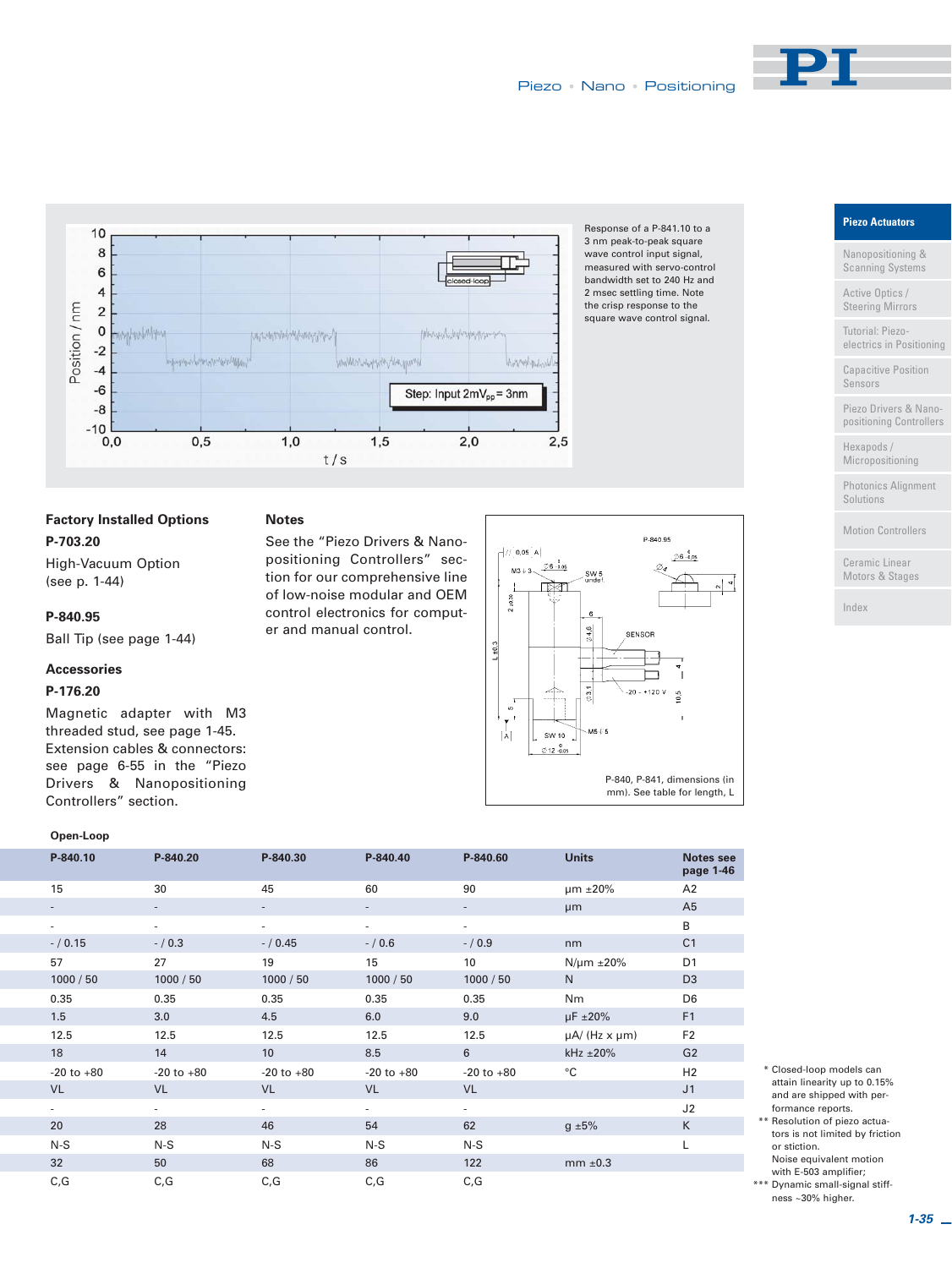10
8
6
4
2
0
-2
-4
-6
-8
-10
Position / nm
0,0
0,5
1,0
1,5
2,0
2,5
t / s
closed-loop
Step: Input 2mV$_{pp}$ = 3nm

Response of a P-841.10 to a 3 nm peak-to-peak square wave control input signal, measured with servo-control bandwidth set to 240 Hz and 2 msec settling time. Note the crisp response to the square wave control signal.

## Factory Installed Options

**P-703.20**

High-Vacuum Option (see p. 1-44)

**P-840.95**

Ball Tip (see page 1-44)

## Accessories

**P-176.20**

Magnetic adapter with M3 threaded stud, see page 1-45.
Extension cables & connectors: see page 6-55 in the "Piezo Drivers & Nanopositioning Controllers" section.

## Notes

See the "Piezo Drivers & Nanopositioning Controllers" section for our comprehensive line of low-noise modular and OEM control electronics for computer and manual control.

P-840.95
SENSOR
-20 - +120 V
SW 10
M5
M3
SW 5

P-840, P-841, dimensions (in mm). See table for length, L

**Open-Loop**

| P-840.10 | P-840.20 | P-840.30 | P-840.40 | P-840.60 | Units | Notes see page 1-46 |
|---|---|---|---|---|---|---|
| 15 | 30 | 45 | 60 | 90 | µm ±20% | A2 |
| - | - | - | - | - | µm | A5 |
| - | - | - | - | - | | B |
| - / 0.15 | - / 0.3 | - / 0.45 | - / 0.6 | - / 0.9 | nm | C1 |
| 57 | 27 | 19 | 15 | 10 | N/µm ±20% | D1 |
| 1000 / 50 | 1000 / 50 | 1000 / 50 | 1000 / 50 | 1000 / 50 | N | D3 |
| 0.35 | 0.35 | 0.35 | 0.35 | 0.35 | Nm | D6 |
| 1.5 | 3.0 | 4.5 | 6.0 | 9.0 | µF ±20% | F1 |
| 12.5 | 12.5 | 12.5 | 12.5 | 12.5 | µA/ (Hz x µm) | F2 |
| 18 | 14 | 10 | 8.5 | 6 | kHz ±20% | G2 |
| -20 to +80 | -20 to +80 | -20 to +80 | -20 to +80 | -20 to +80 | °C | H2 |
| VL | VL | VL | VL | VL | | J1 |
| - | - | - | - | - | | J2 |
| 20 | 28 | 46 | 54 | 62 | g ±5% | K |
| N-S | N-S | N-S | N-S | N-S | | L |
| 32 | 50 | 68 | 86 | 122 | mm ±0.3 | |
| C,G | C,G | C,G | C,G | C,G | | |

\* Closed-loop models can attain linearity up to 0.15% and are shipped with performance reports.

\*\* Resolution of piezo actuators is not limited by friction or stiction. Noise equivalent motion with E-503 amplifier;

\*\*\* Dynamic small-signal stiffness ~30% higher.